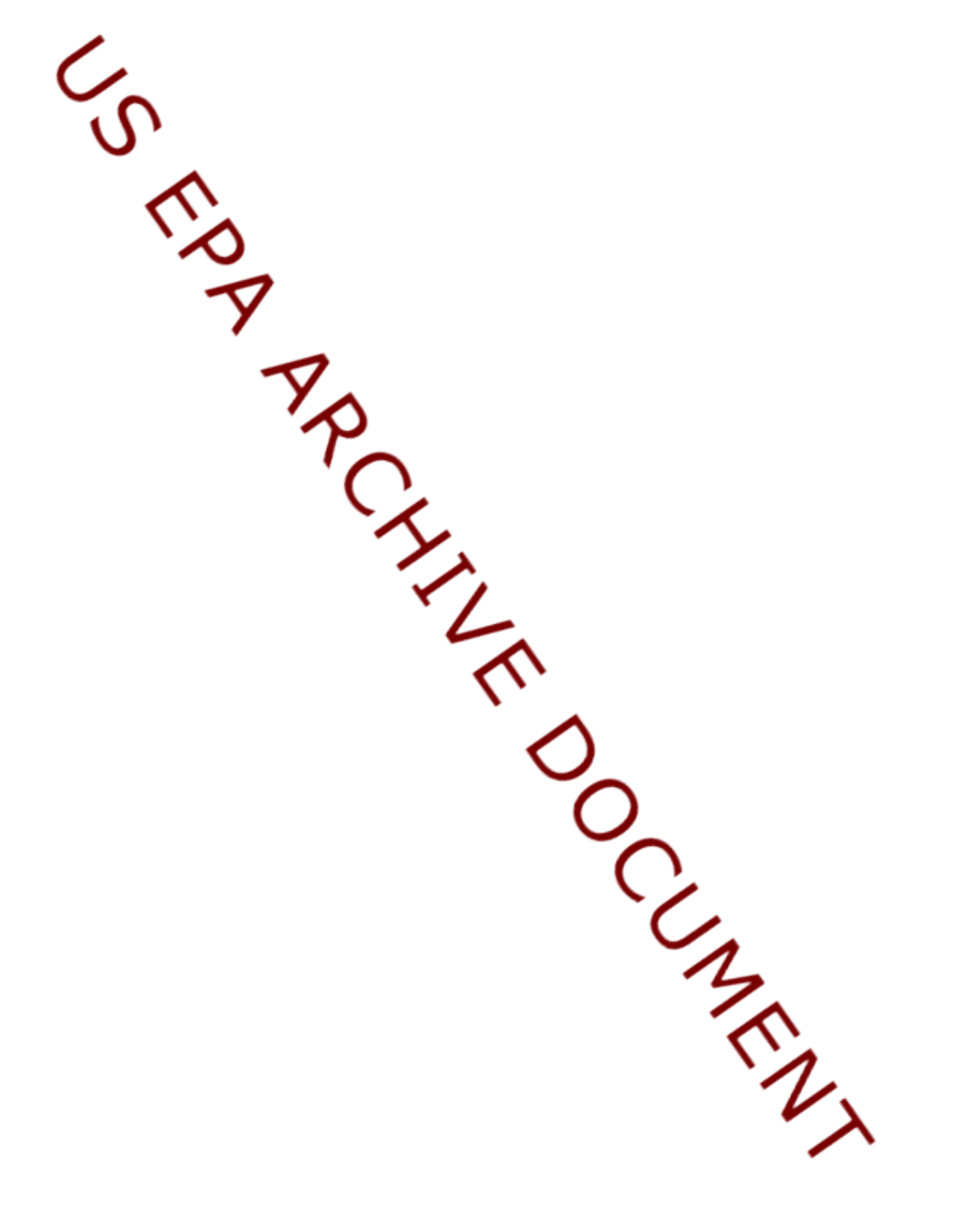US EPA ARCHIVE DOCUMENT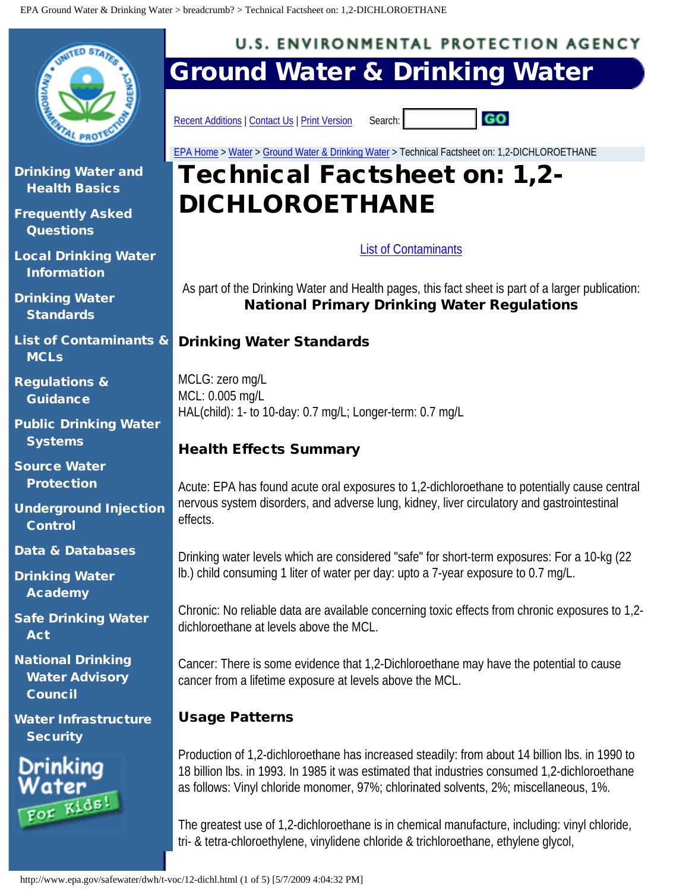EPA Ground Water & Drinking Water > breadcrumb? > Technical Factsheet on: 1,2-DICHLOROETHANE

U.S. ENVIRONMENTAL PROTECTION AGENCY

# Ground Water & Drinking Water

Recent Additions | Contact Us | Print Version    Search: GO

EPA Home > Water > Ground Water & Drinking Water > Technical Factsheet on: 1,2-DICHLOROETHANE

- Drinking Water and Health Basics
- Frequently Asked Questions
- Local Drinking Water Information
- Drinking Water Standards
- List of Contaminants & MCLs
- Regulations & Guidance
- Public Drinking Water Systems
- Source Water Protection
- Underground Injection Control
- Data & Databases
- Drinking Water Academy
- Safe Drinking Water Act
- National Drinking Water Advisory Council
- Water Infrastructure Security
- Drinking Water For Kids!

# Technical Factsheet on: 1,2-DICHLOROETHANE

List of Contaminants

As part of the Drinking Water and Health pages, this fact sheet is part of a larger publication: **National Primary Drinking Water Regulations**

## Drinking Water Standards

MCLG: zero mg/L
MCL: 0.005 mg/L
HAL(child): 1- to 10-day: 0.7 mg/L; Longer-term: 0.7 mg/L

## Health Effects Summary

Acute: EPA has found acute oral exposures to 1,2-dichloroethane to potentially cause central nervous system disorders, and adverse lung, kidney, liver circulatory and gastrointestinal effects.

Drinking water levels which are considered "safe" for short-term exposures: For a 10-kg (22 lb.) child consuming 1 liter of water per day: upto a 7-year exposure to 0.7 mg/L.

Chronic: No reliable data are available concerning toxic effects from chronic exposures to 1,2-dichloroethane at levels above the MCL.

Cancer: There is some evidence that 1,2-Dichloroethane may have the potential to cause cancer from a lifetime exposure at levels above the MCL.

## Usage Patterns

Production of 1,2-dichloroethane has increased steadily: from about 14 billion lbs. in 1990 to 18 billion lbs. in 1993. In 1985 it was estimated that industries consumed 1,2-dichloroethane as follows: Vinyl chloride monomer, 97%; chlorinated solvents, 2%; miscellaneous, 1%.

The greatest use of 1,2-dichloroethane is in chemical manufacture, including: vinyl chloride, tri- & tetra-chloroethylene, vinylidene chloride & trichloroethane, ethylene glycol,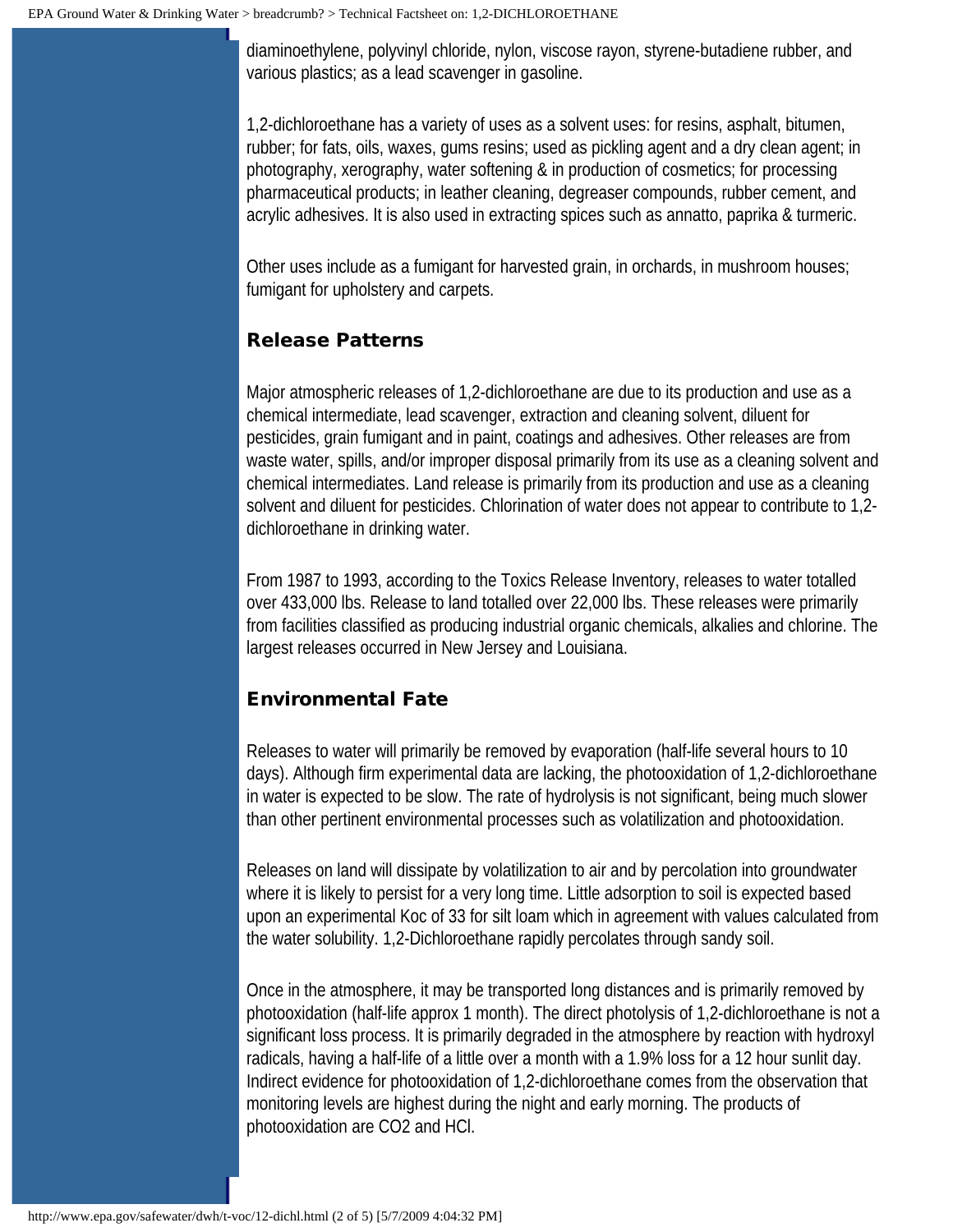diaminoethylene, polyvinyl chloride, nylon, viscose rayon, styrene-butadiene rubber, and various plastics; as a lead scavenger in gasoline.

1,2-dichloroethane has a variety of uses as a solvent uses: for resins, asphalt, bitumen, rubber; for fats, oils, waxes, gums resins; used as pickling agent and a dry clean agent; in photography, xerography, water softening & in production of cosmetics; for processing pharmaceutical products; in leather cleaning, degreaser compounds, rubber cement, and acrylic adhesives. It is also used in extracting spices such as annatto, paprika & turmeric.

Other uses include as a fumigant for harvested grain, in orchards, in mushroom houses; fumigant for upholstery and carpets.

### Release Patterns

Major atmospheric releases of 1,2-dichloroethane are due to its production and use as a chemical intermediate, lead scavenger, extraction and cleaning solvent, diluent for pesticides, grain fumigant and in paint, coatings and adhesives. Other releases are from waste water, spills, and/or improper disposal primarily from its use as a cleaning solvent and chemical intermediates. Land release is primarily from its production and use as a cleaning solvent and diluent for pesticides. Chlorination of water does not appear to contribute to 1,2-dichloroethane in drinking water.

From 1987 to 1993, according to the Toxics Release Inventory, releases to water totalled over 433,000 lbs. Release to land totalled over 22,000 lbs. These releases were primarily from facilities classified as producing industrial organic chemicals, alkalies and chlorine. The largest releases occurred in New Jersey and Louisiana.

### Environmental Fate

Releases to water will primarily be removed by evaporation (half-life several hours to 10 days). Although firm experimental data are lacking, the photooxidation of 1,2-dichloroethane in water is expected to be slow. The rate of hydrolysis is not significant, being much slower than other pertinent environmental processes such as volatilization and photooxidation.

Releases on land will dissipate by volatilization to air and by percolation into groundwater where it is likely to persist for a very long time. Little adsorption to soil is expected based upon an experimental Koc of 33 for silt loam which in agreement with values calculated from the water solubility. 1,2-Dichloroethane rapidly percolates through sandy soil.

Once in the atmosphere, it may be transported long distances and is primarily removed by photooxidation (half-life approx 1 month). The direct photolysis of 1,2-dichloroethane is not a significant loss process. It is primarily degraded in the atmosphere by reaction with hydroxyl radicals, having a half-life of a little over a month with a 1.9% loss for a 12 hour sunlit day. Indirect evidence for photooxidation of 1,2-dichloroethane comes from the observation that monitoring levels are highest during the night and early morning. The products of photooxidation are $CO_2$ and HCl.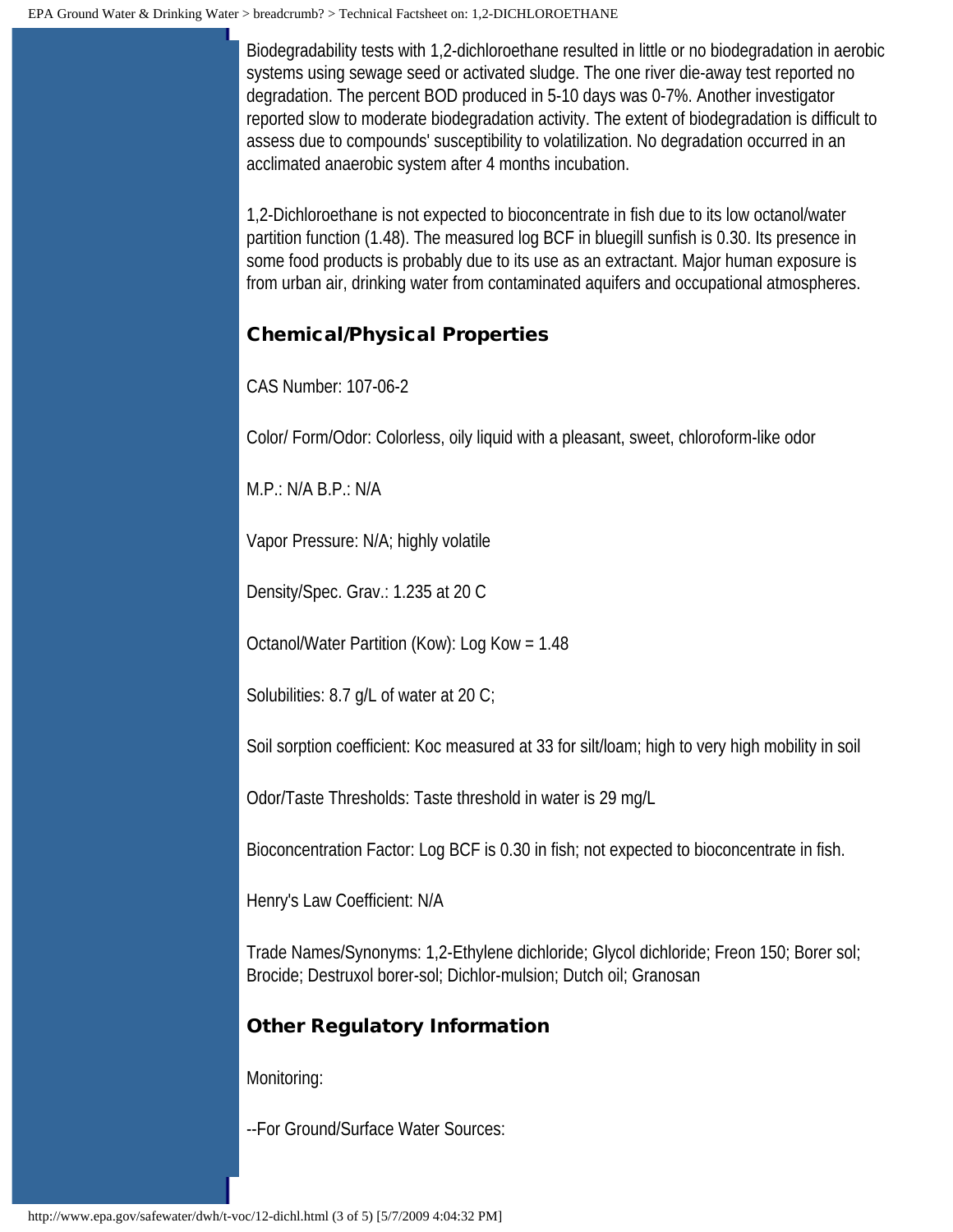Biodegradability tests with 1,2-dichloroethane resulted in little or no biodegradation in aerobic systems using sewage seed or activated sludge. The one river die-away test reported no degradation. The percent BOD produced in 5-10 days was 0-7%. Another investigator reported slow to moderate biodegradation activity. The extent of biodegradation is difficult to assess due to compounds' susceptibility to volatilization. No degradation occurred in an acclimated anaerobic system after 4 months incubation.

1,2-Dichloroethane is not expected to bioconcentrate in fish due to its low octanol/water partition function (1.48). The measured log BCF in bluegill sunfish is 0.30. Its presence in some food products is probably due to its use as an extractant. Major human exposure is from urban air, drinking water from contaminated aquifers and occupational atmospheres.

## Chemical/Physical Properties

CAS Number: 107-06-2

Color/ Form/Odor: Colorless, oily liquid with a pleasant, sweet, chloroform-like odor

M.P.: N/A B.P.: N/A

Vapor Pressure: N/A; highly volatile

Density/Spec. Grav.: 1.235 at 20 C

Octanol/Water Partition (Kow): Log Kow = 1.48

Solubilities: 8.7 g/L of water at 20 C;

Soil sorption coefficient: Koc measured at 33 for silt/loam; high to very high mobility in soil

Odor/Taste Thresholds: Taste threshold in water is 29 mg/L

Bioconcentration Factor: Log BCF is 0.30 in fish; not expected to bioconcentrate in fish.

Henry's Law Coefficient: N/A

Trade Names/Synonyms: 1,2-Ethylene dichloride; Glycol dichloride; Freon 150; Borer sol; Brocide; Destruxol borer-sol; Dichlor-mulsion; Dutch oil; Granosan

## Other Regulatory Information

Monitoring:

--For Ground/Surface Water Sources: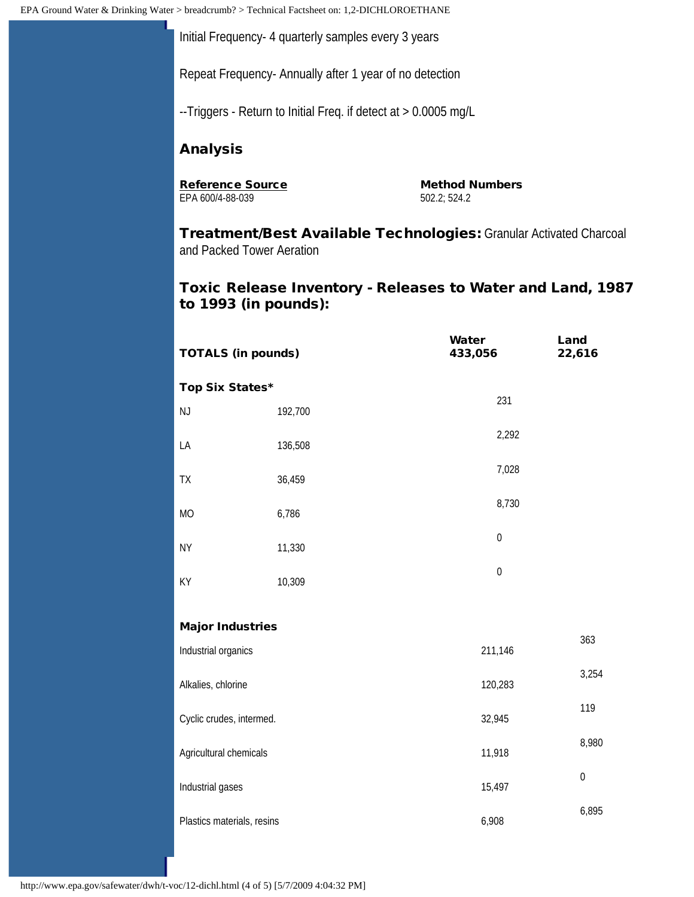Initial Frequency- 4 quarterly samples every 3 years

Repeat Frequency- Annually after 1 year of no detection

--Triggers - Return to Initial Freq. if detect at > 0.0005 mg/L

## Analysis

| Reference Source | Method Numbers |
|---|---|
| EPA 600/4-88-039 | 502.2; 524.2 |

**Treatment/Best Available Technologies:** Granular Activated Charcoal and Packed Tower Aeration

## Toxic Release Inventory - Releases to Water and Land, 1987 to 1993 (in pounds):

| | Water | Land |
|---|---|---|
| **TOTALS (in pounds)** | **433,056** | **22,616** |
| **Top Six States*** | | |
| NJ | 192,700 | 231 |
| LA | 136,508 | 2,292 |
| TX | 36,459 | 7,028 |
| MO | 6,786 | 8,730 |
| NY | 11,330 | 0 |
| KY | 10,309 | 0 |
| **Major Industries** | | |
| Industrial organics | 211,146 | 363 |
| Alkalies, chlorine | 120,283 | 3,254 |
| Cyclic crudes, intermed. | 32,945 | 119 |
| Agricultural chemicals | 11,918 | 8,980 |
| Industrial gases | 15,497 | 0 |
| Plastics materials, resins | 6,908 | 6,895 |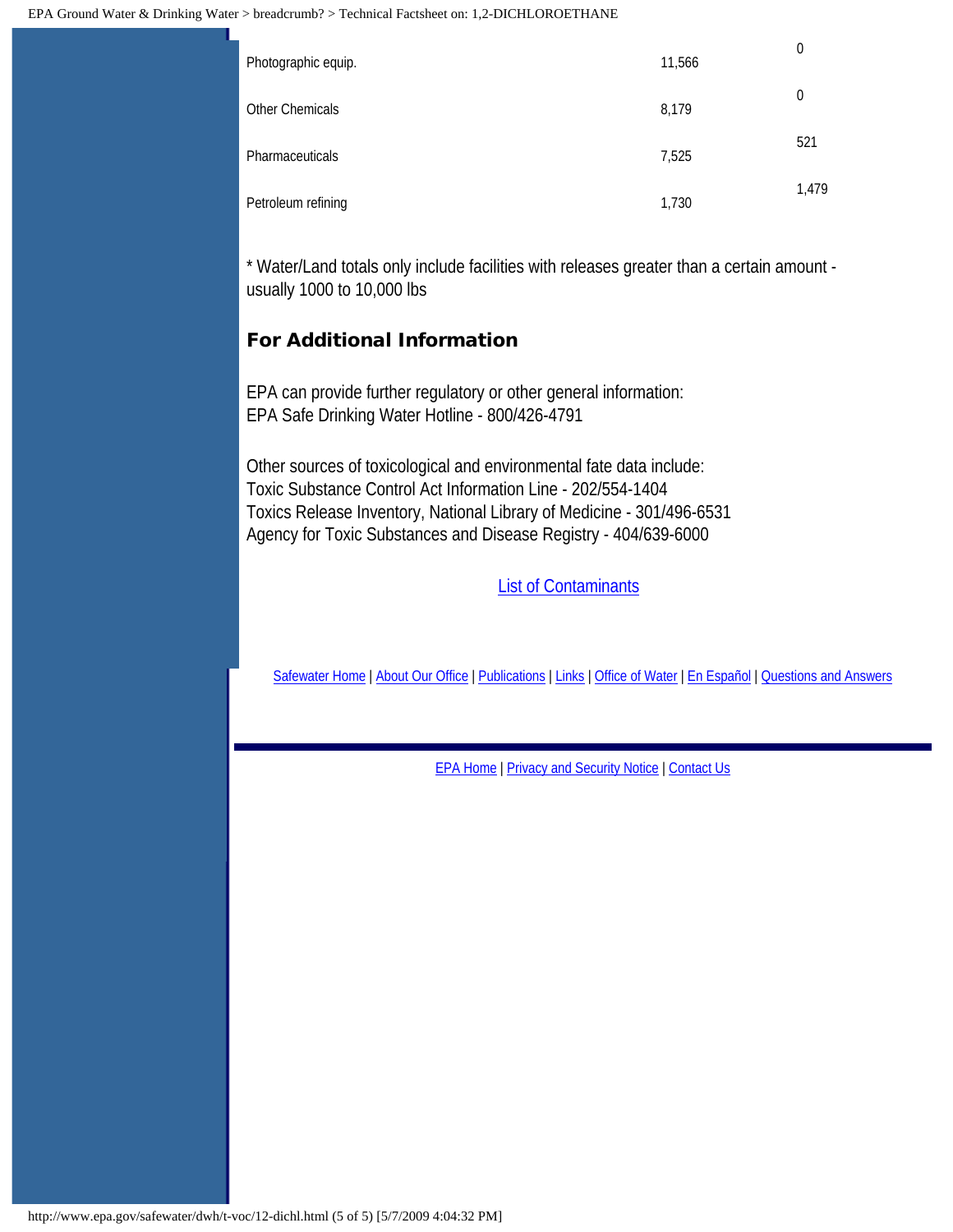| | | |
|---|---|---|
| Photographic equip. | 11,566 | 0 |
| Other Chemicals | 8,179 | 0 |
| Pharmaceuticals | 7,525 | 521 |
| Petroleum refining | 1,730 | 1,479 |

* Water/Land totals only include facilities with releases greater than a certain amount - usually 1000 to 10,000 lbs

## For Additional Information

EPA can provide further regulatory or other general information:
EPA Safe Drinking Water Hotline - 800/426-4791

Other sources of toxicological and environmental fate data include:
Toxic Substance Control Act Information Line - 202/554-1404
Toxics Release Inventory, National Library of Medicine - 301/496-6531
Agency for Toxic Substances and Disease Registry - 404/639-6000

List of Contaminants

Safewater Home | About Our Office | Publications | Links | Office of Water | En Español | Questions and Answers

EPA Home | Privacy and Security Notice | Contact Us